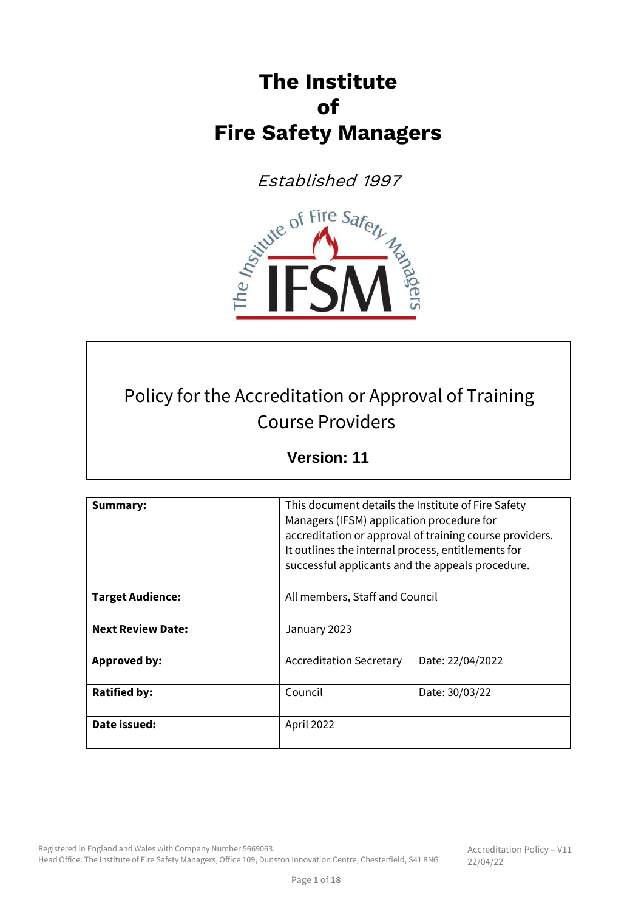# The Institute of Fire Safety Managers

*Established 1997*

## Policy for the Accreditation or Approval of Training Course Providers

**Version: 11**

| **Summary:** | This document details the Institute of Fire Safety Managers (IFSM) application procedure for accreditation or approval of training course providers. It outlines the internal process, entitlements for successful applicants and the appeals procedure. | |
|---|---|---|
| **Target Audience:** | All members, Staff and Council | |
| **Next Review Date:** | January 2023 | |
| **Approved by:** | Accreditation Secretary | Date: 22/04/2022 |
| **Ratified by:** | Council | Date: 30/03/22 |
| **Date issued:** | April 2022 | |

Registered in England and Wales with Company Number 5669063.
Head Office: The Institute of Fire Safety Managers, Office 109, Dunston Innovation Centre, Chesterfield, S41 8NG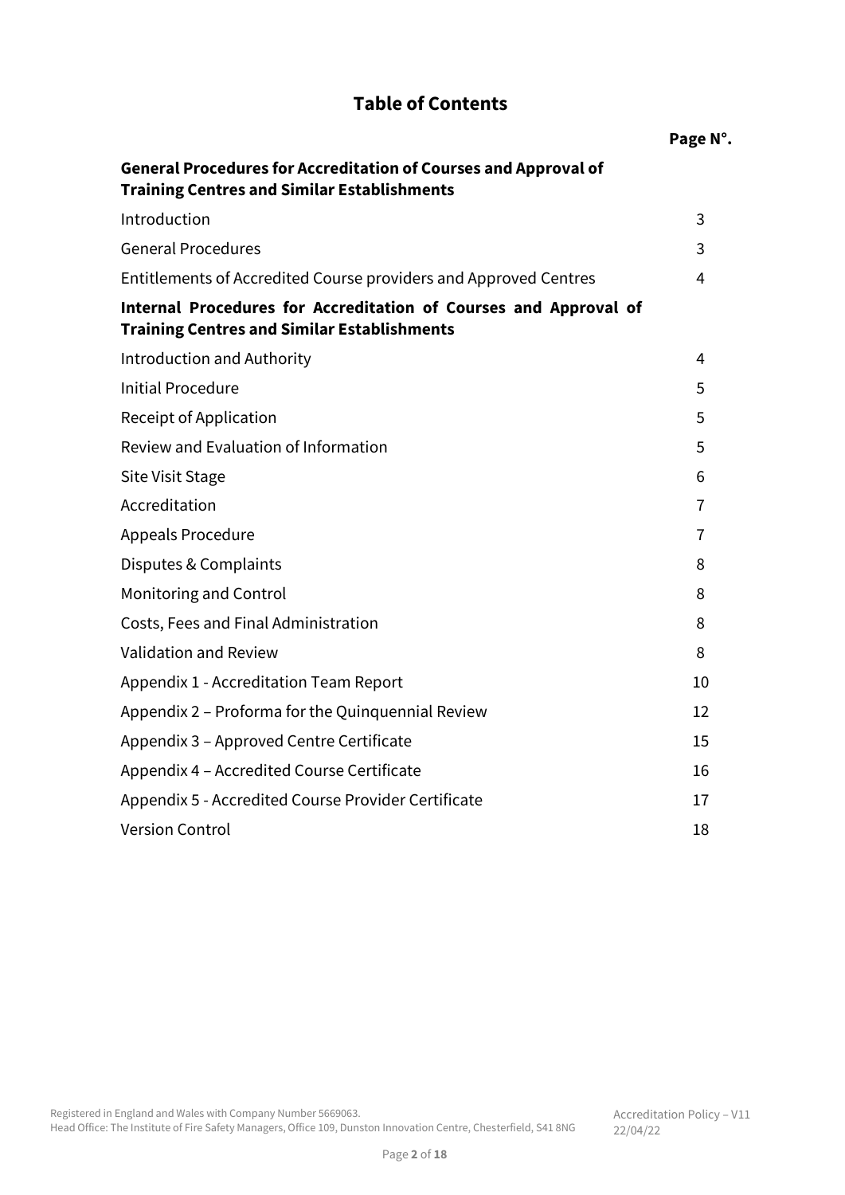# Table of Contents

| | Page N°. |
|---|---|
| **General Procedures for Accreditation of Courses and Approval of Training Centres and Similar Establishments** | |
| Introduction | 3 |
| General Procedures | 3 |
| Entitlements of Accredited Course providers and Approved Centres | 4 |
| **Internal Procedures for Accreditation of Courses and Approval of Training Centres and Similar Establishments** | |
| Introduction and Authority | 4 |
| Initial Procedure | 5 |
| Receipt of Application | 5 |
| Review and Evaluation of Information | 5 |
| Site Visit Stage | 6 |
| Accreditation | 7 |
| Appeals Procedure | 7 |
| Disputes & Complaints | 8 |
| Monitoring and Control | 8 |
| Costs, Fees and Final Administration | 8 |
| Validation and Review | 8 |
| Appendix 1 - Accreditation Team Report | 10 |
| Appendix 2 – Proforma for the Quinquennial Review | 12 |
| Appendix 3 – Approved Centre Certificate | 15 |
| Appendix 4 – Accredited Course Certificate | 16 |
| Appendix 5 - Accredited Course Provider Certificate | 17 |
| Version Control | 18 |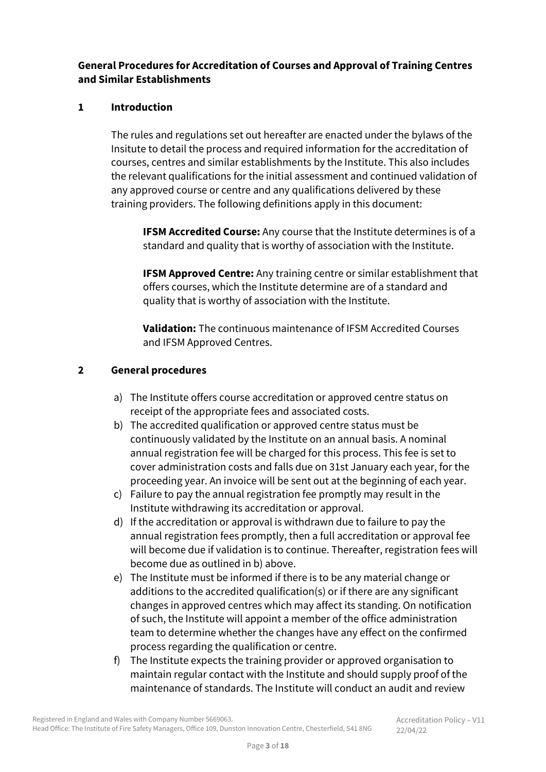**General Procedures for Accreditation of Courses and Approval of Training Centres and Similar Establishments**

## 1 Introduction

The rules and regulations set out hereafter are enacted under the bylaws of the Insitute to detail the process and required information for the accreditation of courses, centres and similar establishments by the Institute. This also includes the relevant qualifications for the initial assessment and continued validation of any approved course or centre and any qualifications delivered by these training providers. The following definitions apply in this document:

**IFSM Accredited Course:** Any course that the Institute determines is of a standard and quality that is worthy of association with the Institute.

**IFSM Approved Centre:** Any training centre or similar establishment that offers courses, which the Institute determine are of a standard and quality that is worthy of association with the Institute.

**Validation:** The continuous maintenance of IFSM Accredited Courses and IFSM Approved Centres.

## 2 General procedures

a) The Institute offers course accreditation or approved centre status on receipt of the appropriate fees and associated costs.

b) The accredited qualification or approved centre status must be continuously validated by the Institute on an annual basis. A nominal annual registration fee will be charged for this process. This fee is set to cover administration costs and falls due on 31st January each year, for the proceeding year. An invoice will be sent out at the beginning of each year.

c) Failure to pay the annual registration fee promptly may result in the Institute withdrawing its accreditation or approval.

d) If the accreditation or approval is withdrawn due to failure to pay the annual registration fees promptly, then a full accreditation or approval fee will become due if validation is to continue. Thereafter, registration fees will become due as outlined in b) above.

e) The Institute must be informed if there is to be any material change or additions to the accredited qualification(s) or if there are any significant changes in approved centres which may affect its standing. On notification of such, the Institute will appoint a member of the office administration team to determine whether the changes have any effect on the confirmed process regarding the qualification or centre.

f) The Institute expects the training provider or approved organisation to maintain regular contact with the Institute and should supply proof of the maintenance of standards. The Institute will conduct an audit and review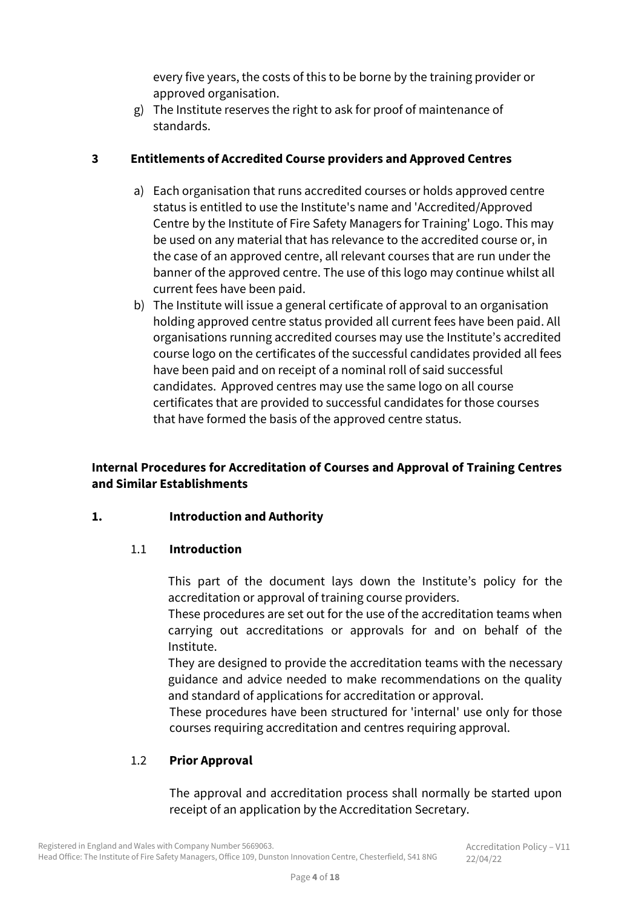every five years, the costs of this to be borne by the training provider or approved organisation.

g) The Institute reserves the right to ask for proof of maintenance of standards.

## 3 Entitlements of Accredited Course providers and Approved Centres

a) Each organisation that runs accredited courses or holds approved centre status is entitled to use the Institute's name and 'Accredited/Approved Centre by the Institute of Fire Safety Managers for Training' Logo. This may be used on any material that has relevance to the accredited course or, in the case of an approved centre, all relevant courses that are run under the banner of the approved centre. The use of this logo may continue whilst all current fees have been paid.

b) The Institute will issue a general certificate of approval to an organisation holding approved centre status provided all current fees have been paid. All organisations running accredited courses may use the Institute's accredited course logo on the certificates of the successful candidates provided all fees have been paid and on receipt of a nominal roll of said successful candidates. Approved centres may use the same logo on all course certificates that are provided to successful candidates for those courses that have formed the basis of the approved centre status.

# Internal Procedures for Accreditation of Courses and Approval of Training Centres and Similar Establishments

## 1. Introduction and Authority

### 1.1 Introduction

This part of the document lays down the Institute's policy for the accreditation or approval of training course providers.

These procedures are set out for the use of the accreditation teams when carrying out accreditations or approvals for and on behalf of the Institute.

They are designed to provide the accreditation teams with the necessary guidance and advice needed to make recommendations on the quality and standard of applications for accreditation or approval.

These procedures have been structured for 'internal' use only for those courses requiring accreditation and centres requiring approval.

### 1.2 Prior Approval

The approval and accreditation process shall normally be started upon receipt of an application by the Accreditation Secretary.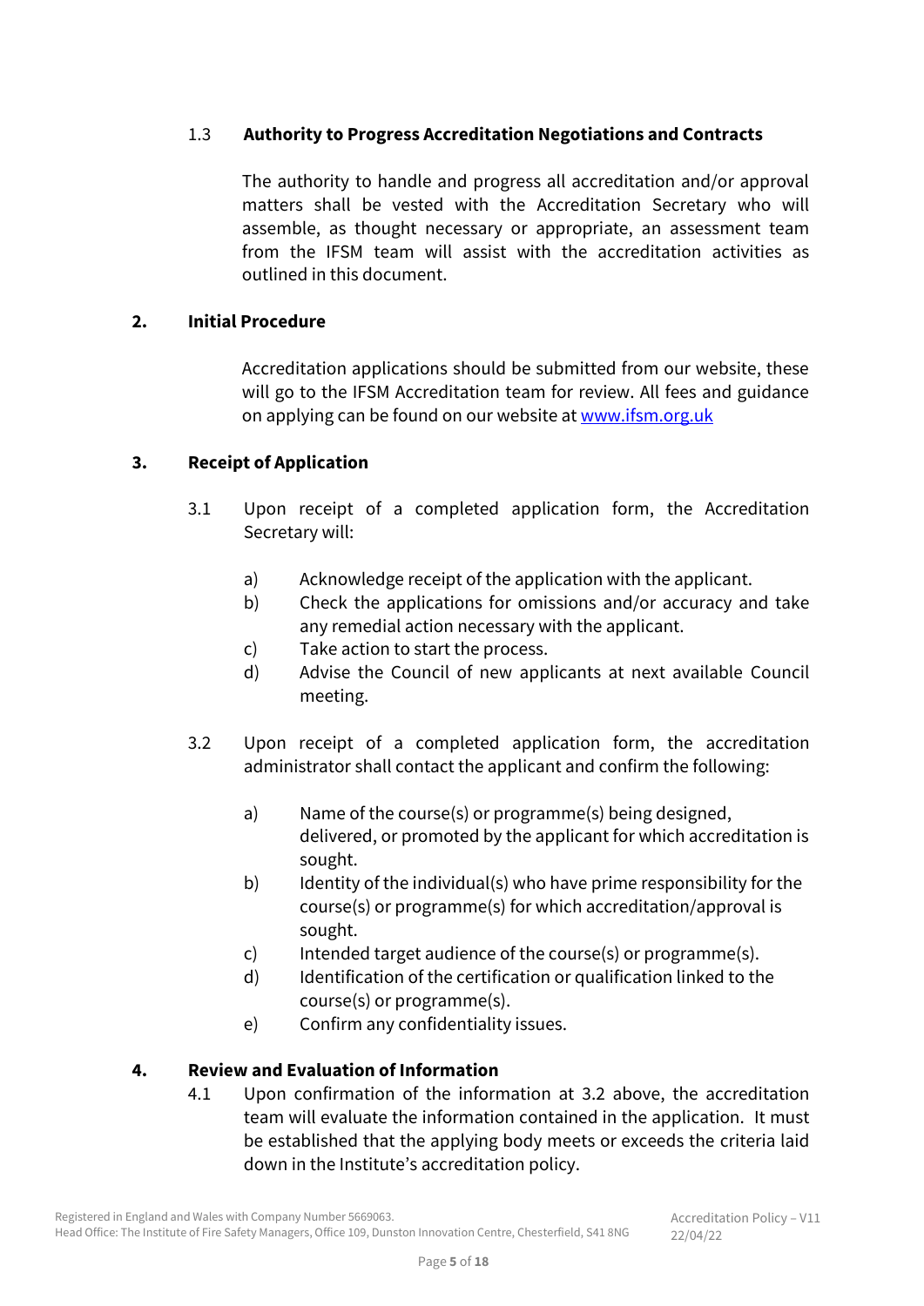### 1.3 Authority to Progress Accreditation Negotiations and Contracts

The authority to handle and progress all accreditation and/or approval matters shall be vested with the Accreditation Secretary who will assemble, as thought necessary or appropriate, an assessment team from the IFSM team will assist with the accreditation activities as outlined in this document.

## 2. Initial Procedure

Accreditation applications should be submitted from our website, these will go to the IFSM Accreditation team for review. All fees and guidance on applying can be found on our website at [www.ifsm.org.uk](http://www.ifsm.org.uk)

## 3. Receipt of Application

3.1 Upon receipt of a completed application form, the Accreditation Secretary will:

a) Acknowledge receipt of the application with the applicant.
b) Check the applications for omissions and/or accuracy and take any remedial action necessary with the applicant.
c) Take action to start the process.
d) Advise the Council of new applicants at next available Council meeting.

3.2 Upon receipt of a completed application form, the accreditation administrator shall contact the applicant and confirm the following:

a) Name of the course(s) or programme(s) being designed, delivered, or promoted by the applicant for which accreditation is sought.
b) Identity of the individual(s) who have prime responsibility for the course(s) or programme(s) for which accreditation/approval is sought.
c) Intended target audience of the course(s) or programme(s).
d) Identification of the certification or qualification linked to the course(s) or programme(s).
e) Confirm any confidentiality issues.

## 4. Review and Evaluation of Information

4.1 Upon confirmation of the information at 3.2 above, the accreditation team will evaluate the information contained in the application. It must be established that the applying body meets or exceeds the criteria laid down in the Institute's accreditation policy.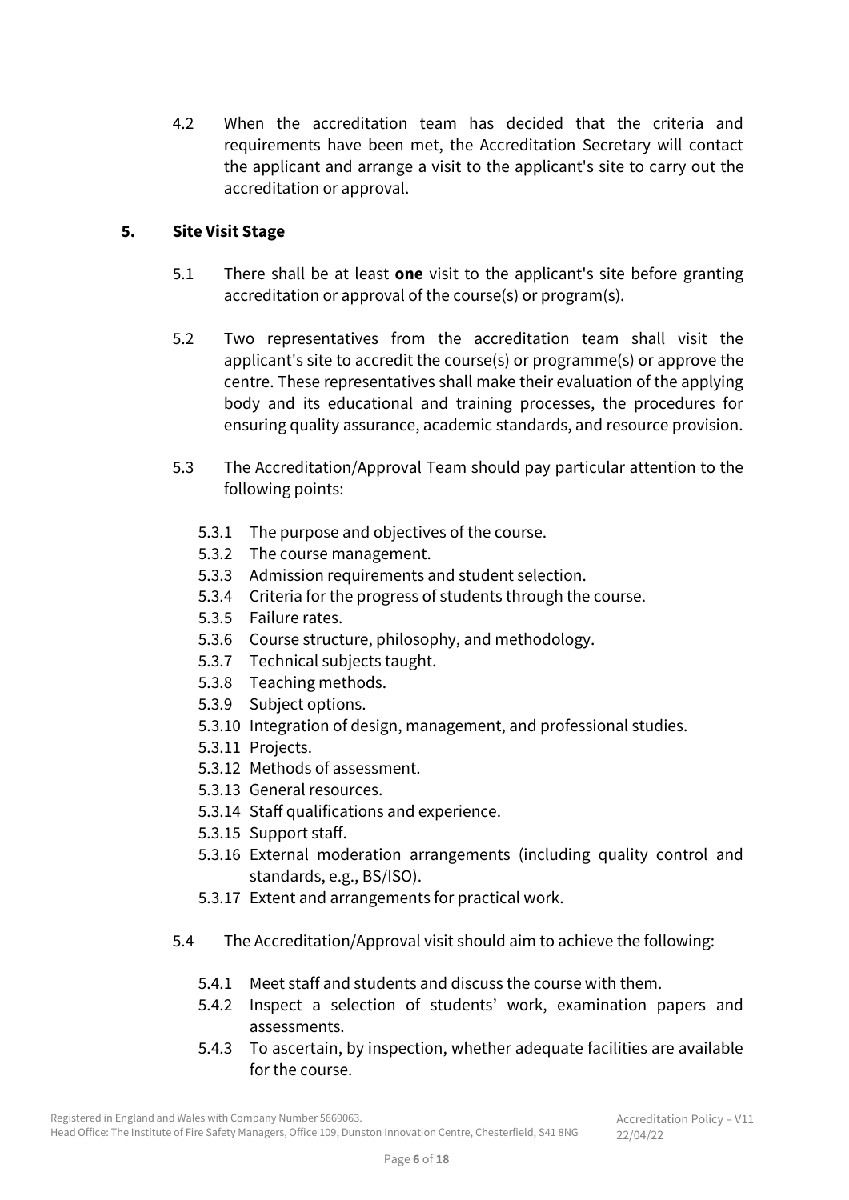4.2 When the accreditation team has decided that the criteria and requirements have been met, the Accreditation Secretary will contact the applicant and arrange a visit to the applicant's site to carry out the accreditation or approval.

## 5. Site Visit Stage

5.1 There shall be at least **one** visit to the applicant's site before granting accreditation or approval of the course(s) or program(s).

5.2 Two representatives from the accreditation team shall visit the applicant's site to accredit the course(s) or programme(s) or approve the centre. These representatives shall make their evaluation of the applying body and its educational and training processes, the procedures for ensuring quality assurance, academic standards, and resource provision.

5.3 The Accreditation/Approval Team should pay particular attention to the following points:

- 5.3.1 The purpose and objectives of the course.
- 5.3.2 The course management.
- 5.3.3 Admission requirements and student selection.
- 5.3.4 Criteria for the progress of students through the course.
- 5.3.5 Failure rates.
- 5.3.6 Course structure, philosophy, and methodology.
- 5.3.7 Technical subjects taught.
- 5.3.8 Teaching methods.
- 5.3.9 Subject options.
- 5.3.10 Integration of design, management, and professional studies.
- 5.3.11 Projects.
- 5.3.12 Methods of assessment.
- 5.3.13 General resources.
- 5.3.14 Staff qualifications and experience.
- 5.3.15 Support staff.
- 5.3.16 External moderation arrangements (including quality control and standards, e.g., BS/ISO).
- 5.3.17 Extent and arrangements for practical work.

5.4 The Accreditation/Approval visit should aim to achieve the following:

- 5.4.1 Meet staff and students and discuss the course with them.
- 5.4.2 Inspect a selection of students' work, examination papers and assessments.
- 5.4.3 To ascertain, by inspection, whether adequate facilities are available for the course.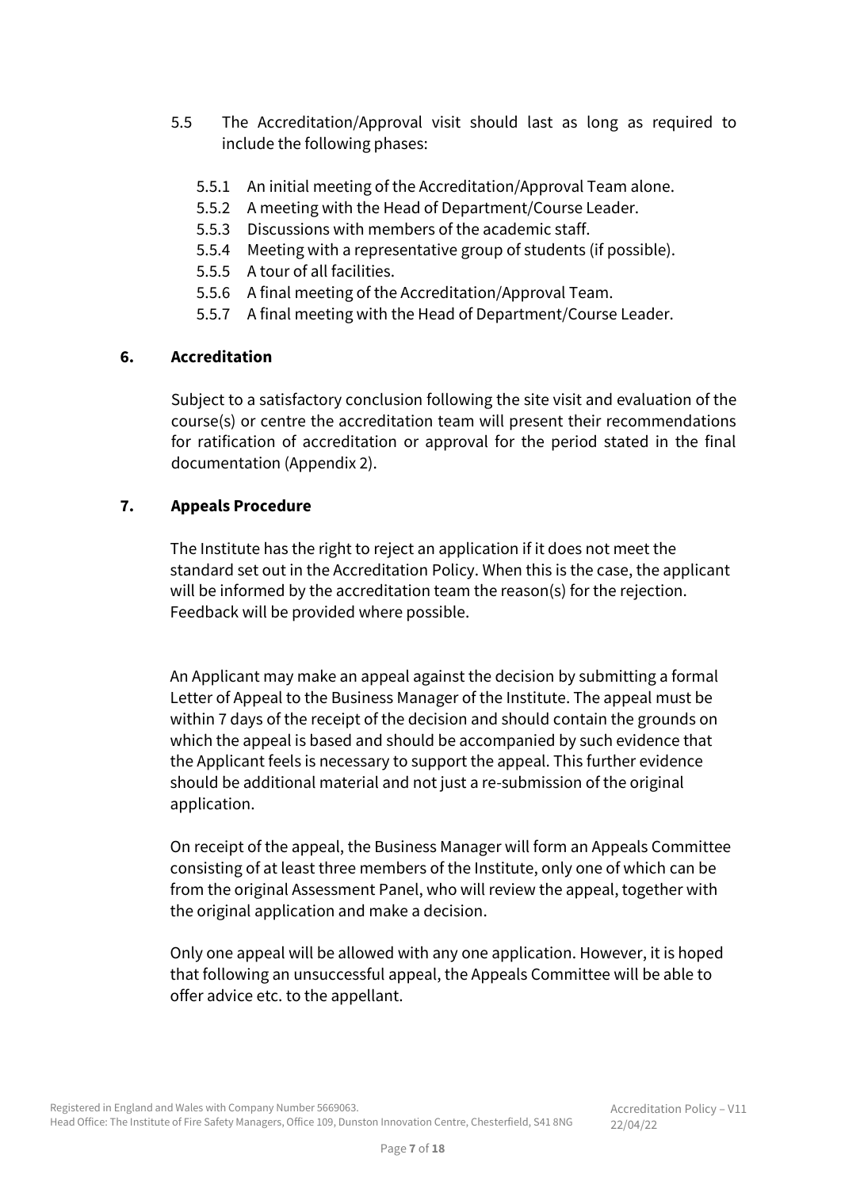5.5 The Accreditation/Approval visit should last as long as required to include the following phases:

- 5.5.1 An initial meeting of the Accreditation/Approval Team alone.
- 5.5.2 A meeting with the Head of Department/Course Leader.
- 5.5.3 Discussions with members of the academic staff.
- 5.5.4 Meeting with a representative group of students (if possible).
- 5.5.5 A tour of all facilities.
- 5.5.6 A final meeting of the Accreditation/Approval Team.
- 5.5.7 A final meeting with the Head of Department/Course Leader.

## 6. Accreditation

Subject to a satisfactory conclusion following the site visit and evaluation of the course(s) or centre the accreditation team will present their recommendations for ratification of accreditation or approval for the period stated in the final documentation (Appendix 2).

## 7. Appeals Procedure

The Institute has the right to reject an application if it does not meet the standard set out in the Accreditation Policy. When this is the case, the applicant will be informed by the accreditation team the reason(s) for the rejection. Feedback will be provided where possible.

An Applicant may make an appeal against the decision by submitting a formal Letter of Appeal to the Business Manager of the Institute. The appeal must be within 7 days of the receipt of the decision and should contain the grounds on which the appeal is based and should be accompanied by such evidence that the Applicant feels is necessary to support the appeal. This further evidence should be additional material and not just a re-submission of the original application.

On receipt of the appeal, the Business Manager will form an Appeals Committee consisting of at least three members of the Institute, only one of which can be from the original Assessment Panel, who will review the appeal, together with the original application and make a decision.

Only one appeal will be allowed with any one application. However, it is hoped that following an unsuccessful appeal, the Appeals Committee will be able to offer advice etc. to the appellant.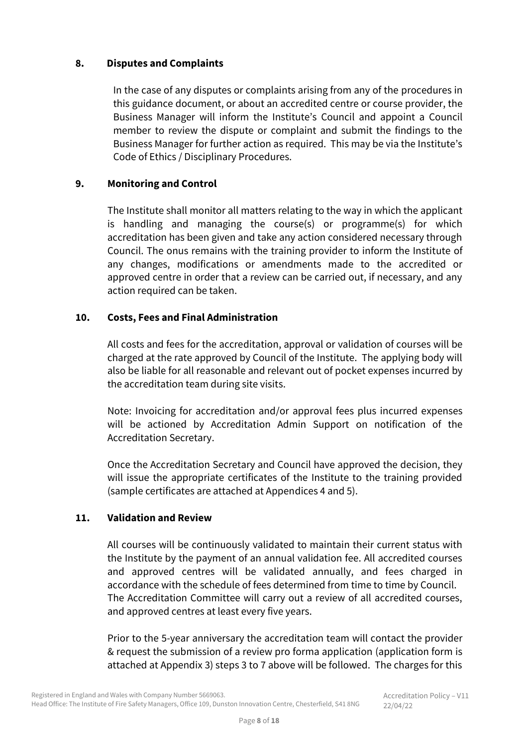## 8. Disputes and Complaints

In the case of any disputes or complaints arising from any of the procedures in this guidance document, or about an accredited centre or course provider, the Business Manager will inform the Institute's Council and appoint a Council member to review the dispute or complaint and submit the findings to the Business Manager for further action as required. This may be via the Institute's Code of Ethics / Disciplinary Procedures.

## 9. Monitoring and Control

The Institute shall monitor all matters relating to the way in which the applicant is handling and managing the course(s) or programme(s) for which accreditation has been given and take any action considered necessary through Council. The onus remains with the training provider to inform the Institute of any changes, modifications or amendments made to the accredited or approved centre in order that a review can be carried out, if necessary, and any action required can be taken.

## 10. Costs, Fees and Final Administration

All costs and fees for the accreditation, approval or validation of courses will be charged at the rate approved by Council of the Institute. The applying body will also be liable for all reasonable and relevant out of pocket expenses incurred by the accreditation team during site visits.

Note: Invoicing for accreditation and/or approval fees plus incurred expenses will be actioned by Accreditation Admin Support on notification of the Accreditation Secretary.

Once the Accreditation Secretary and Council have approved the decision, they will issue the appropriate certificates of the Institute to the training provided (sample certificates are attached at Appendices 4 and 5).

## 11. Validation and Review

All courses will be continuously validated to maintain their current status with the Institute by the payment of an annual validation fee. All accredited courses and approved centres will be validated annually, and fees charged in accordance with the schedule of fees determined from time to time by Council. The Accreditation Committee will carry out a review of all accredited courses, and approved centres at least every five years.

Prior to the 5-year anniversary the accreditation team will contact the provider & request the submission of a review pro forma application (application form is attached at Appendix 3) steps 3 to 7 above will be followed. The charges for this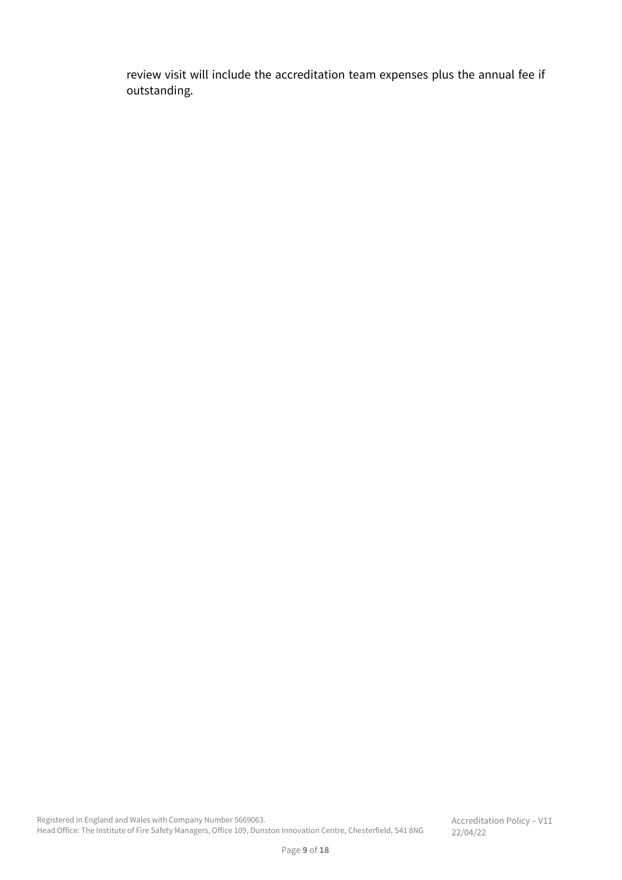review visit will include the accreditation team expenses plus the annual fee if outstanding.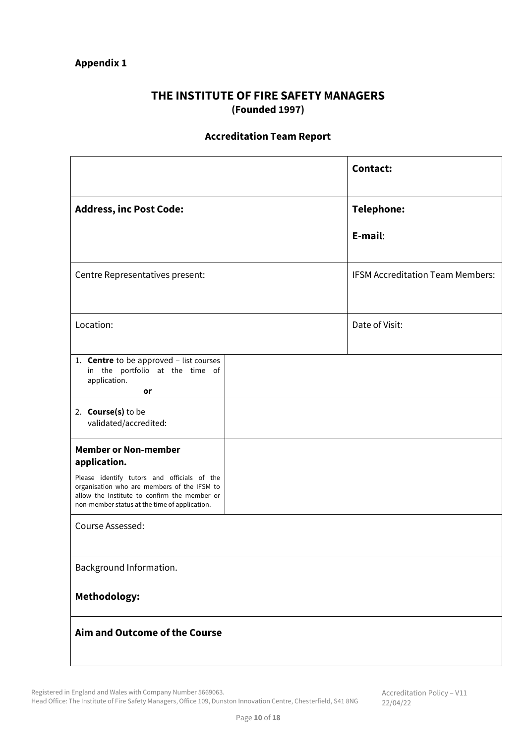**Appendix 1**

# THE INSTITUTE OF FIRE SAFETY MANAGERS
**(Founded 1997)**

## Accreditation Team Report

| | | |
|---|---|---|
| | | **Contact:** |
| **Address, inc Post Code:** | | **Telephone:**<br><br>**E-mail**: |
| Centre Representatives present: | | IFSM Accreditation Team Members: |
| Location: | | Date of Visit: |
| 1. **Centre** to be approved – list courses in the portfolio at the time of application.<br>**or** | | |
| 2. **Course(s)** to be validated/accredited: | | |
| **Member or Non-member application.**<br>Please identify tutors and officials of the organisation who are members of the IFSM to allow the Institute to confirm the member or non-member status at the time of application. | | |
| Course Assessed: | | |
| Background Information.<br><br>**Methodology:** | | |
| **Aim and Outcome of the Course** | | |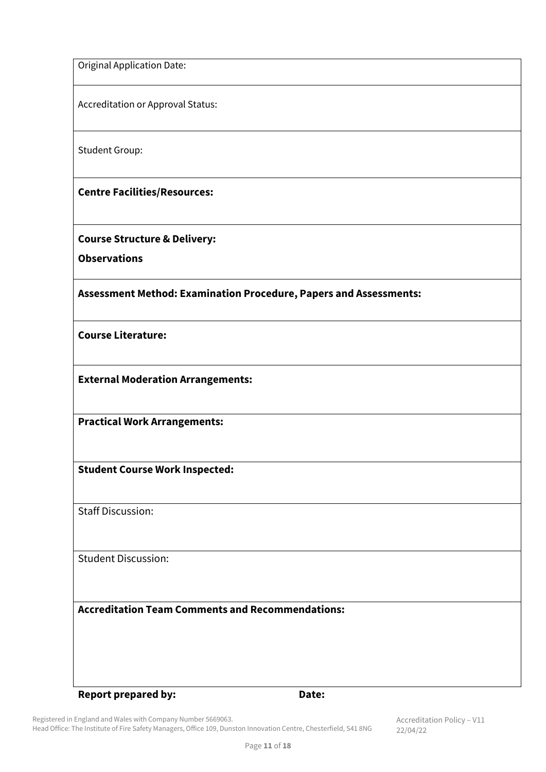| Original Application Date: |
|---|
| Accreditation or Approval Status: |
| Student Group: |
| **Centre Facilities/Resources:** |
| **Course Structure & Delivery:**<br>**Observations** |
| **Assessment Method: Examination Procedure, Papers and Assessments:** |
| **Course Literature:** |
| **External Moderation Arrangements:** |
| **Practical Work Arrangements:** |
| **Student Course Work Inspected:** |
| Staff Discussion: |
| Student Discussion: |
| **Accreditation Team Comments and Recommendations:** |

**Report prepared by:** **Date:**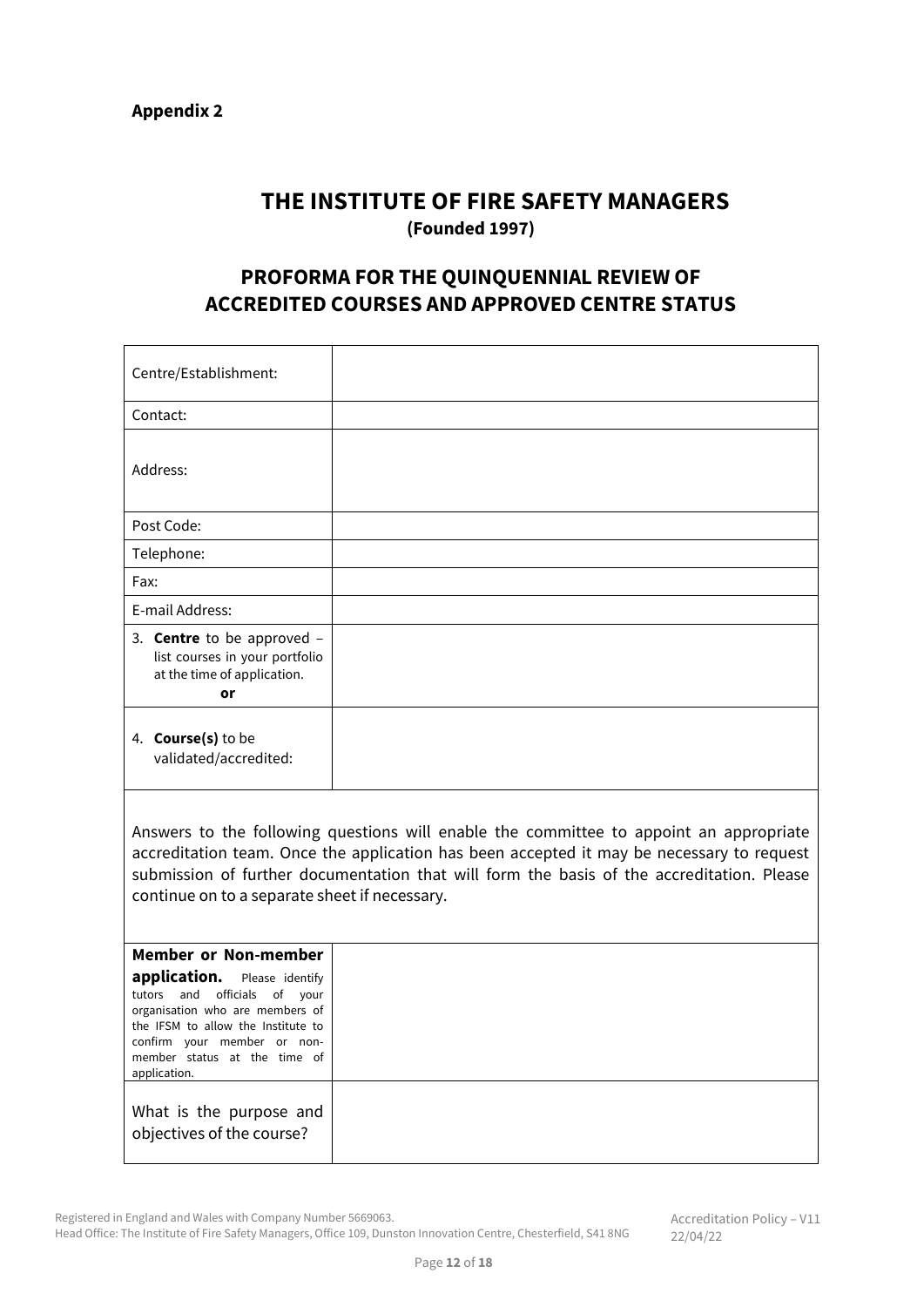**Appendix 2**

# THE INSTITUTE OF FIRE SAFETY MANAGERS

**(Founded 1997)**

## PROFORMA FOR THE QUINQUENNIAL REVIEW OF ACCREDITED COURSES AND APPROVED CENTRE STATUS

| | |
|---|---|
| Centre/Establishment: | |
| Contact: | |
| Address: | |
| Post Code: | |
| Telephone: | |
| Fax: | |
| E-mail Address: | |
| 3. **Centre** to be approved – list courses in your portfolio at the time of application. **or** | |
| 4. **Course(s)** to be validated/accredited: | |

Answers to the following questions will enable the committee to appoint an appropriate accreditation team. Once the application has been accepted it may be necessary to request submission of further documentation that will form the basis of the accreditation. Please continue on to a separate sheet if necessary.

| | |
|---|---|
| **Member or Non-member application.** Please identify tutors and officials of your organisation who are members of the IFSM to allow the Institute to confirm your member or non-member status at the time of application. | |
| What is the purpose and objectives of the course? | |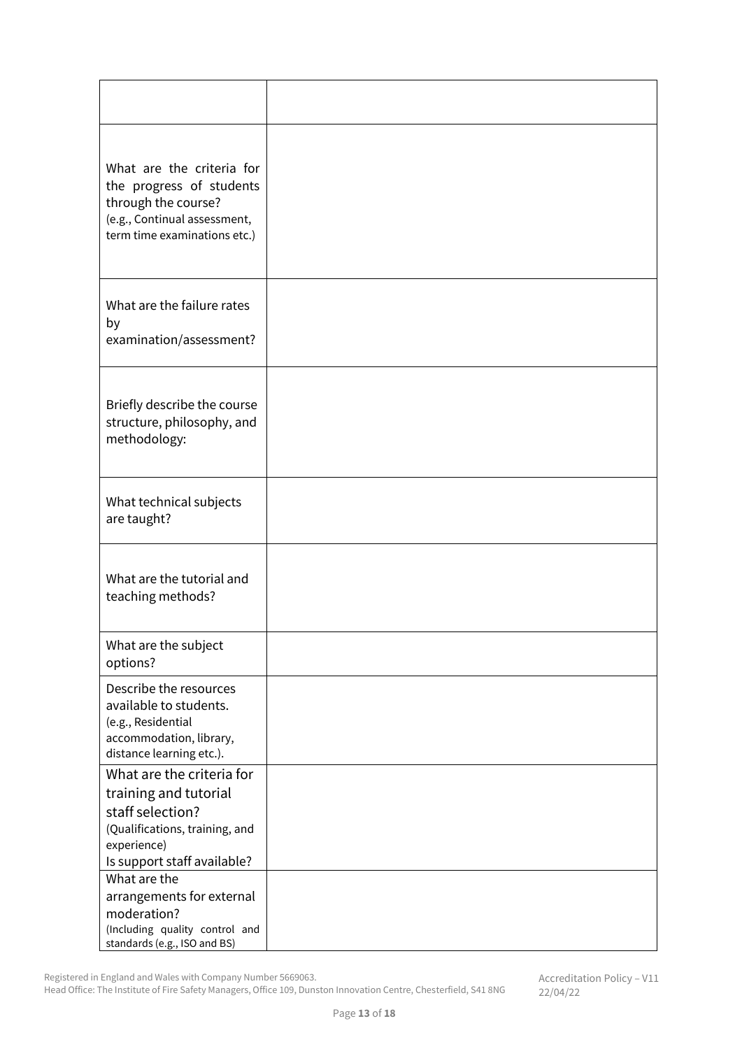| | |
|---|---|
| What are the criteria for the progress of students through the course?<br>(e.g., Continual assessment, term time examinations etc.) | |
| What are the failure rates by examination/assessment? | |
| Briefly describe the course structure, philosophy, and methodology: | |
| What technical subjects are taught? | |
| What are the tutorial and teaching methods? | |
| What are the subject options? | |
| Describe the resources available to students.<br>(e.g., Residential accommodation, library, distance learning etc.). | |
| What are the criteria for training and tutorial staff selection?<br>(Qualifications, training, and experience)<br>Is support staff available? | |
| What are the arrangements for external moderation?<br>(Including quality control and standards (e.g., ISO and BS) | |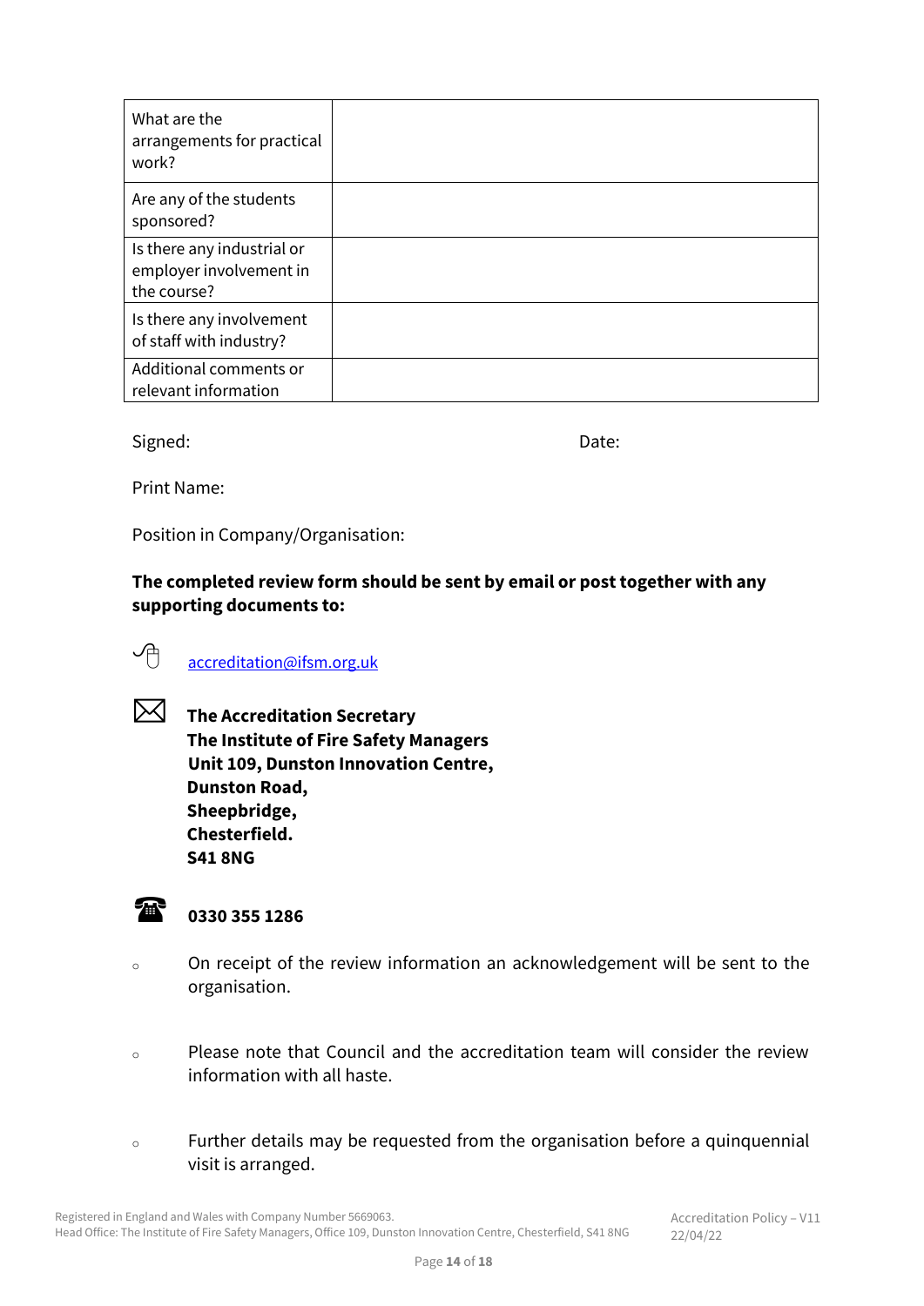| | |
|---|---|
| What are the arrangements for practical work? | |
| Are any of the students sponsored? | |
| Is there any industrial or employer involvement in the course? | |
| Is there any involvement of staff with industry? | |
| Additional comments or relevant information | |

Signed: Date:

Print Name:

Position in Company/Organisation:

**The completed review form should be sent by email or post together with any supporting documents to:**

[accreditation@ifsm.org.uk](mailto:accreditation@ifsm.org.uk)

**The Accreditation Secretary**
**The Institute of Fire Safety Managers**
**Unit 109, Dunston Innovation Centre,**
**Dunston Road,**
**Sheepbridge,**
**Chesterfield.**
**S41 8NG**

**0330 355 1286**

- On receipt of the review information an acknowledgement will be sent to the organisation.

- Please note that Council and the accreditation team will consider the review information with all haste.

- Further details may be requested from the organisation before a quinquennial visit is arranged.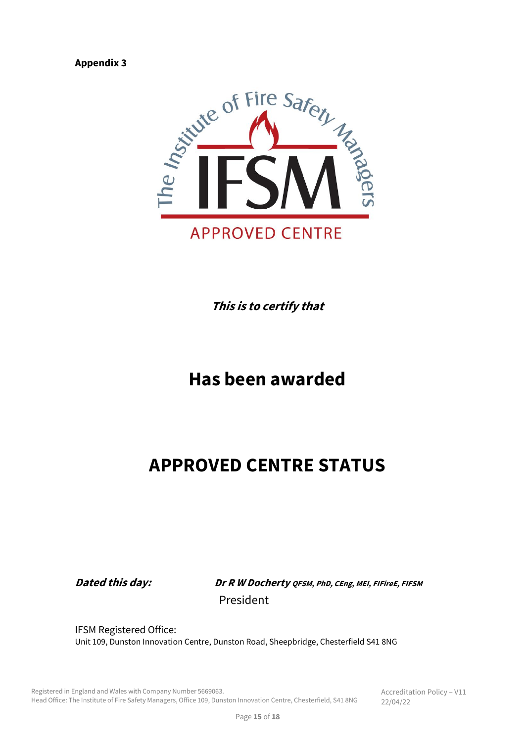**Appendix 3**

The Institute of Fire Safety Managers

IFSM

APPROVED CENTRE

***This is to certify that***

# Has been awarded

# APPROVED CENTRE STATUS

***Dated this day:*** ***Dr R W Docherty*** ***QFSM, PhD, CEng, MEI, FIFireE, FIFSM***

President

IFSM Registered Office:
Unit 109, Dunston Innovation Centre, Dunston Road, Sheepbridge, Chesterfield S41 8NG

Registered in England and Wales with Company Number 5669063.
Head Office: The Institute of Fire Safety Managers, Office 109, Dunston Innovation Centre, Chesterfield, S41 8NG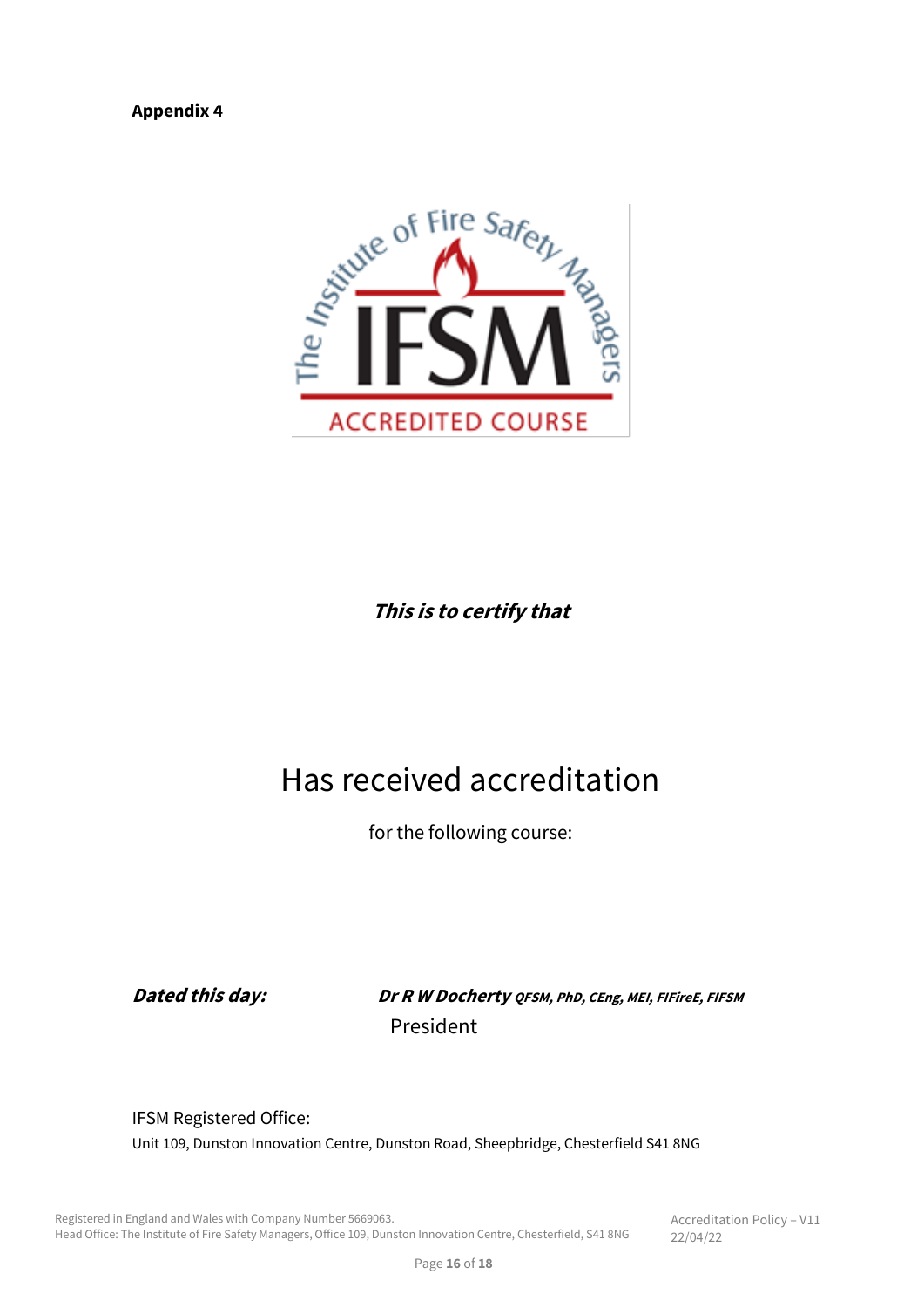**Appendix 4**

The Institute of Fire Safety Managers

IFSM

ACCREDITED COURSE

***This is to certify that***

Has received accreditation

for the following course:

***Dated this day:*** ***Dr R W Docherty** **QFSM, PhD, CEng, MEI, FIFireE, FIFSM***

President

IFSM Registered Office:

Unit 109, Dunston Innovation Centre, Dunston Road, Sheepbridge, Chesterfield S41 8NG

Registered in England and Wales with Company Number 5669063.
Head Office: The Institute of Fire Safety Managers, Office 109, Dunston Innovation Centre, Chesterfield, S41 8NG

Accreditation Policy – V11
22/04/22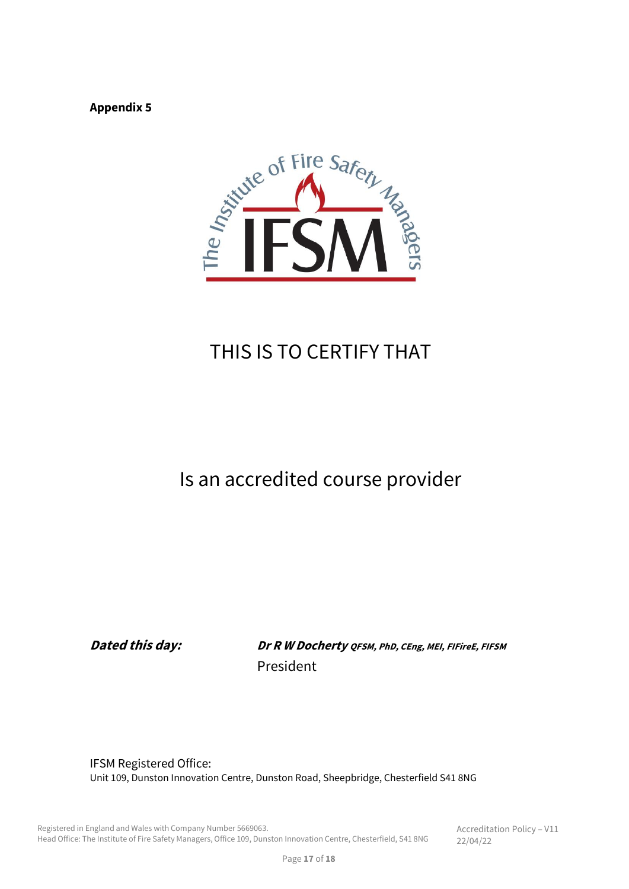**Appendix 5**

The Institute of Fire Safety Managers

IFSM

THIS IS TO CERTIFY THAT

Is an accredited course provider

***Dated this day:*** ***Dr R W Docherty*** ***QFSM, PhD, CEng, MEI, FIFireE, FIFSM***

President

IFSM Registered Office:
Unit 109, Dunston Innovation Centre, Dunston Road, Sheepbridge, Chesterfield S41 8NG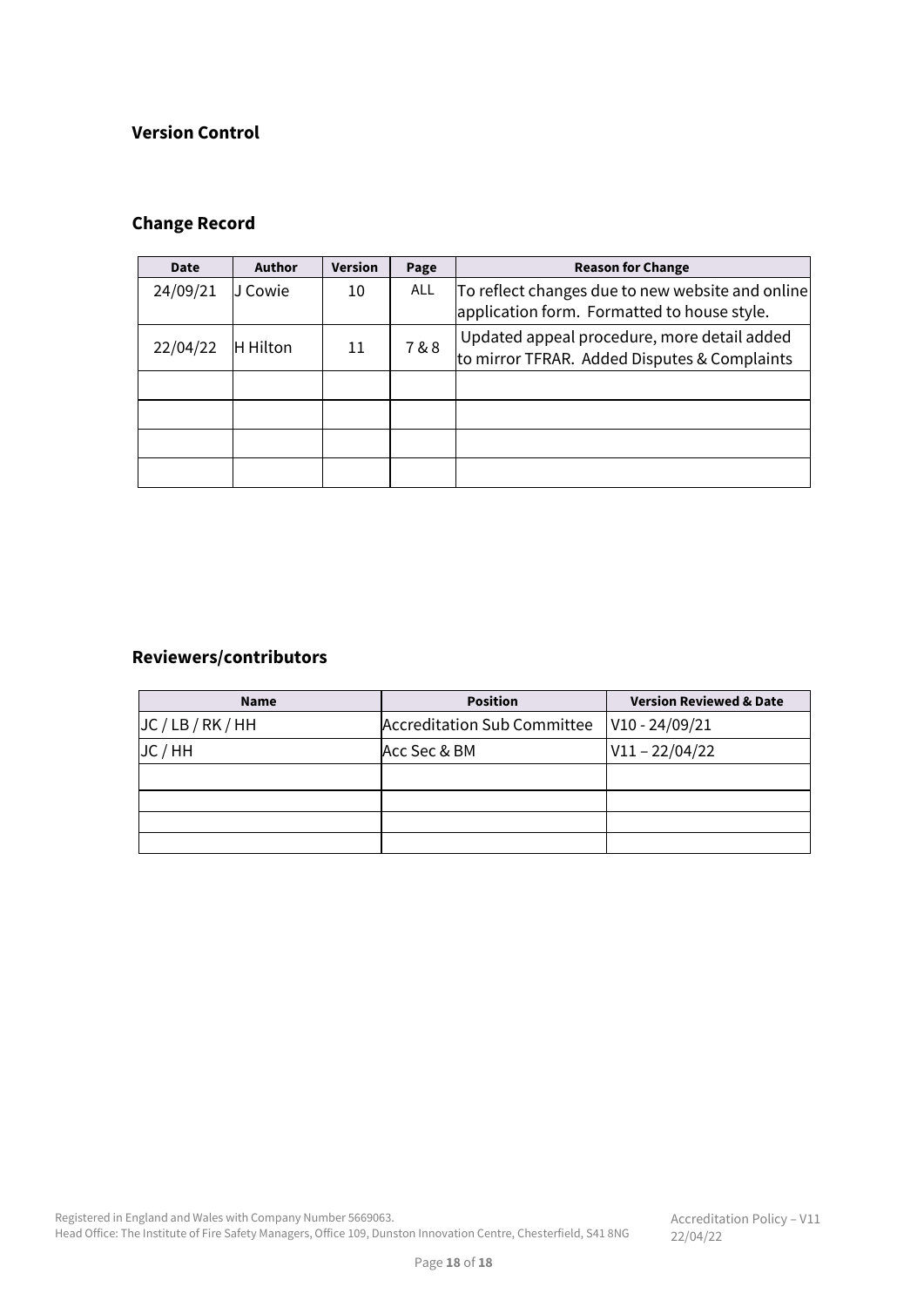### Version Control

### Change Record

| Date | Author | Version | Page | Reason for Change |
|---|---|---|---|---|
| 24/09/21 | J Cowie | 10 | ALL | To reflect changes due to new website and online application form. Formatted to house style. |
| 22/04/22 | H Hilton | 11 | 7 & 8 | Updated appeal procedure, more detail added to mirror TFRAR. Added Disputes & Complaints |
| | | | | |
| | | | | |
| | | | | |
| | | | | |

### Reviewers/contributors

| Name | Position | Version Reviewed & Date |
|---|---|---|
| JC / LB / RK / HH | Accreditation Sub Committee | V10 - 24/09/21 |
| JC / HH | Acc Sec & BM | V11 – 22/04/22 |
| | | |
| | | |
| | | |
| | | |